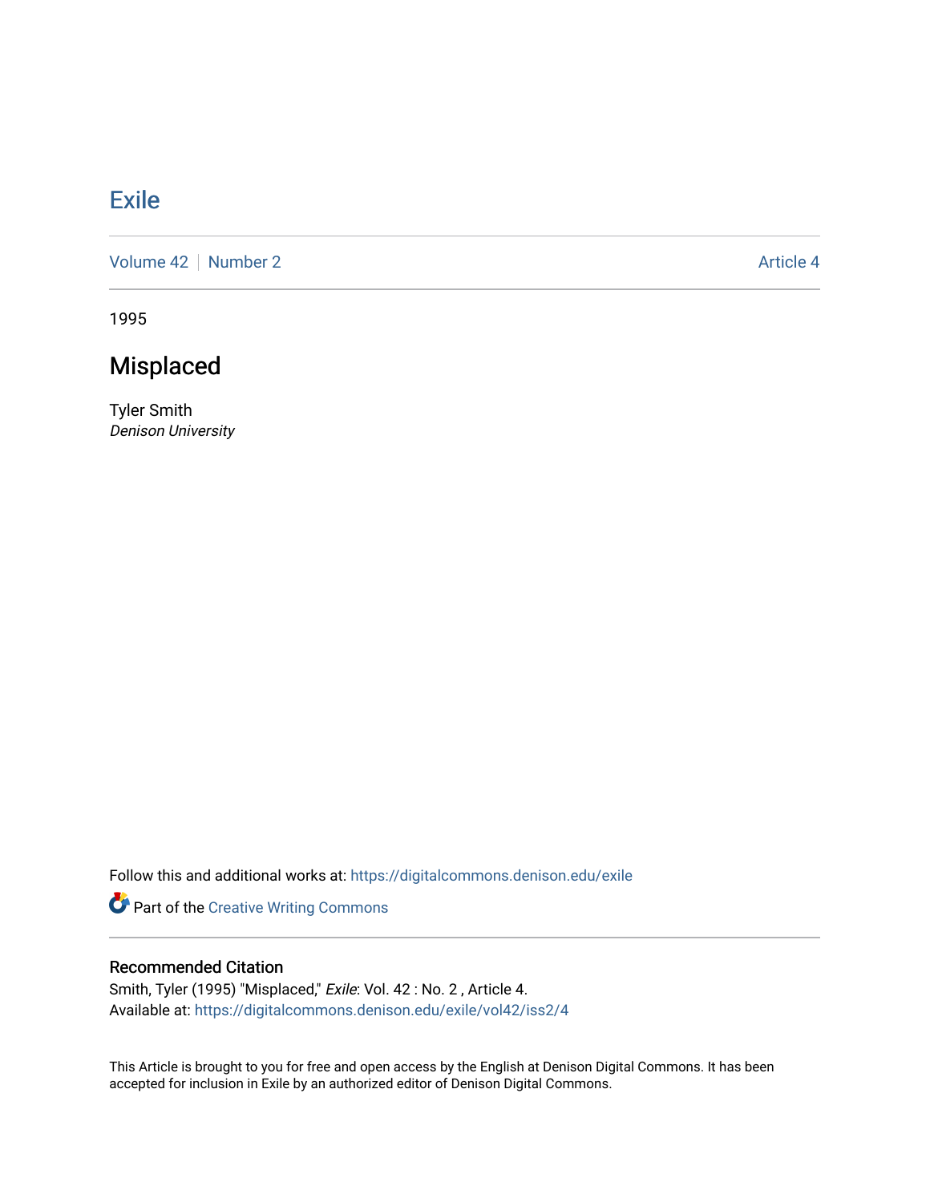Exile

Volume 42 | Number 2 | Article 4

1995

# Misplaced

Tyler Smith
*Denison University*

Follow this and additional works at: https://digitalcommons.denison.edu/exile

Part of the Creative Writing Commons

## Recommended Citation

Smith, Tyler (1995) "Misplaced," *Exile*: Vol. 42 : No. 2 , Article 4.
Available at: https://digitalcommons.denison.edu/exile/vol42/iss2/4

This Article is brought to you for free and open access by the English at Denison Digital Commons. It has been accepted for inclusion in Exile by an authorized editor of Denison Digital Commons.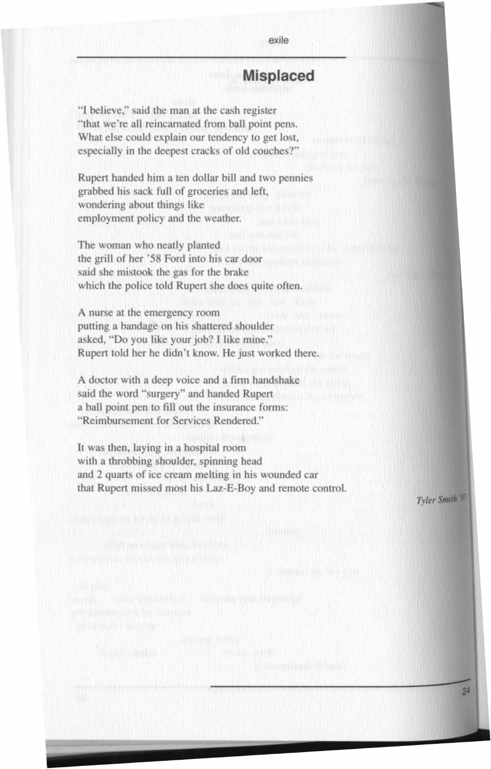## Misplaced

"I believe," said the man at the cash register  
"that we're all reincarnated from ball point pens.  
What else could explain our tendency to get lost,  
especially in the deepest cracks of old couches?"

Rupert handed him a ten dollar bill and two pennies  
grabbed his sack full of groceries and left,  
wondering about things like  
employment policy and the weather.

The woman who neatly planted  
the grill of her '58 Ford into his car door  
said she mistook the gas for the brake  
which the police told Rupert she does quite often.

A nurse at the emergency room  
putting a bandage on his shattered shoulder  
asked, "Do you like your job? I like mine."  
Rupert told her he didn't know. He just worked there.

A doctor with a deep voice and a firm handshake  
said the word "surgery" and handed Rupert  
a ball point pen to fill out the insurance forms:  
"Reimbursement for Services Rendered."

It was then, laying in a hospital room  
with a throbbing shoulder, spinning head  
and 2 quarts of ice cream melting in his wounded car  
that Rupert missed most his Laz-E-Boy and remote control.

*Tyler Smith '97*